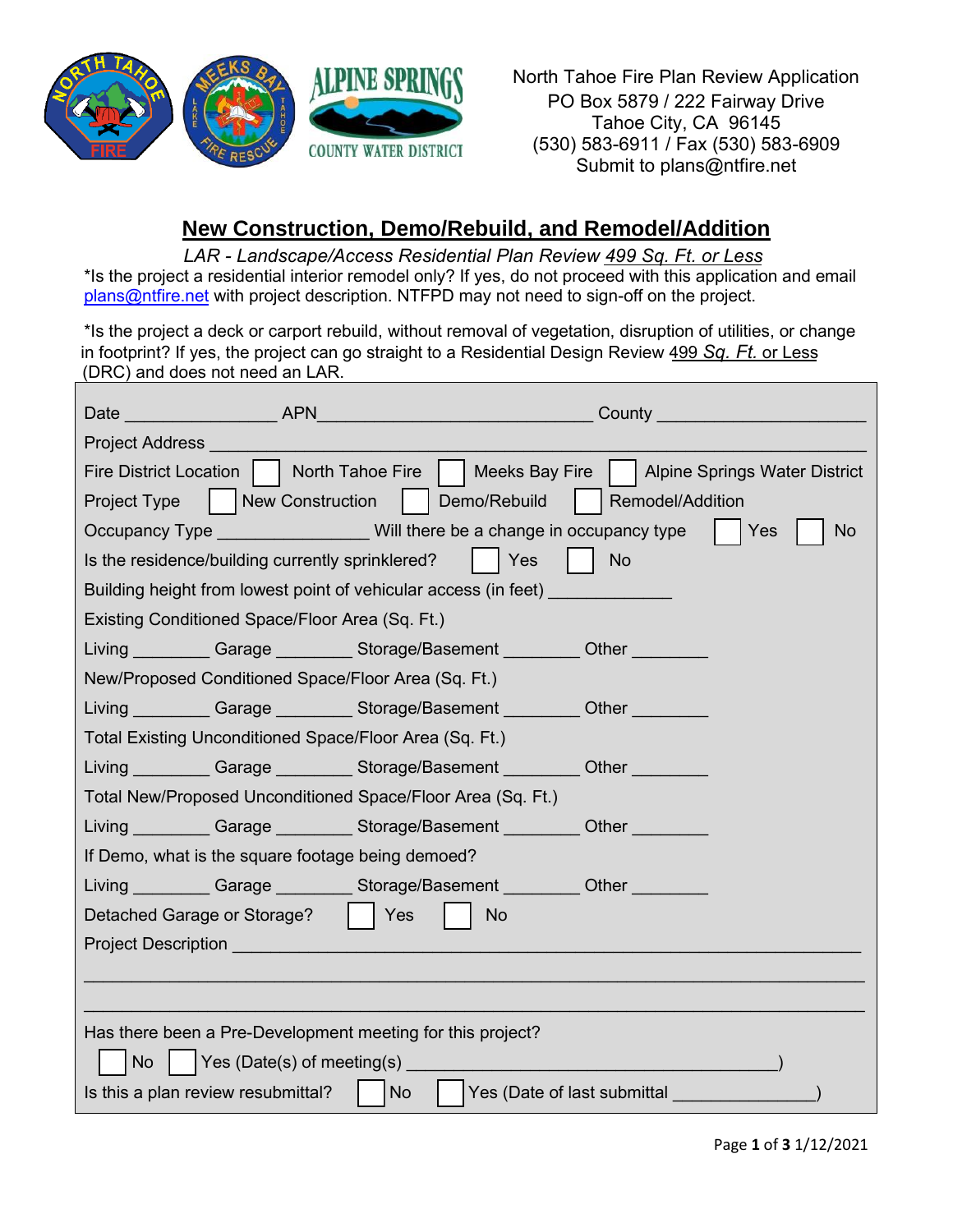North Tahoe Fire Plan Review Application
PO Box 5879 / 222 Fairway Drive
Tahoe City, CA 96145
(530) 583-6911 / Fax (530) 583-6909
Submit to plans@ntfire.net

# New Construction, Demo/Rebuild, and Remodel/Addition

*LAR - Landscape/Access Residential Plan Review 499 Sq. Ft. or Less*

*Is the project a residential interior remodel only? If yes, do not proceed with this application and email plans@ntfire.net with project description. NTFPD may not need to sign-off on the project.

*Is the project a deck or carport rebuild, without removal of vegetation, disruption of utilities, or change in footprint? If yes, the project can go straight to a Residential Design Review 499 *Sq. Ft.* or Less (DRC) and does not need an LAR.

Date ________________ APN ______________________________ County ______________________

Project Address ______________________________________________________________________

Fire District Location ☐ North Tahoe Fire ☐ Meeks Bay Fire ☐ Alpine Springs Water District

Project Type ☐ New Construction ☐ Demo/Rebuild ☐ Remodel/Addition

Occupancy Type ________________ Will there be a change in occupancy type ☐ Yes ☐ No

Is the residence/building currently sprinklered? ☐ Yes ☐ No

Building height from lowest point of vehicular access (in feet) _____________

Existing Conditioned Space/Floor Area (Sq. Ft.)

Living ________ Garage ________ Storage/Basement ________ Other ________

New/Proposed Conditioned Space/Floor Area (Sq. Ft.)

Living ________ Garage ________ Storage/Basement ________ Other ________

Total Existing Unconditioned Space/Floor Area (Sq. Ft.)

Living ________ Garage ________ Storage/Basement ________ Other ________

Total New/Proposed Unconditioned Space/Floor Area (Sq. Ft.)

Living ________ Garage ________ Storage/Basement ________ Other ________

If Demo, what is the square footage being demoed?

Living ________ Garage ________ Storage/Basement ________ Other ________

Detached Garage or Storage? ☐ Yes ☐ No

Project Description ______________________________________________________________

__________________________________________________________________________________

__________________________________________________________________________________

Has there been a Pre-Development meeting for this project?

☐ No ☐ Yes (Date(s) of meeting(s) ______________________________________)

Is this a plan review resubmittal? ☐ No ☐ Yes (Date of last submittal _______________)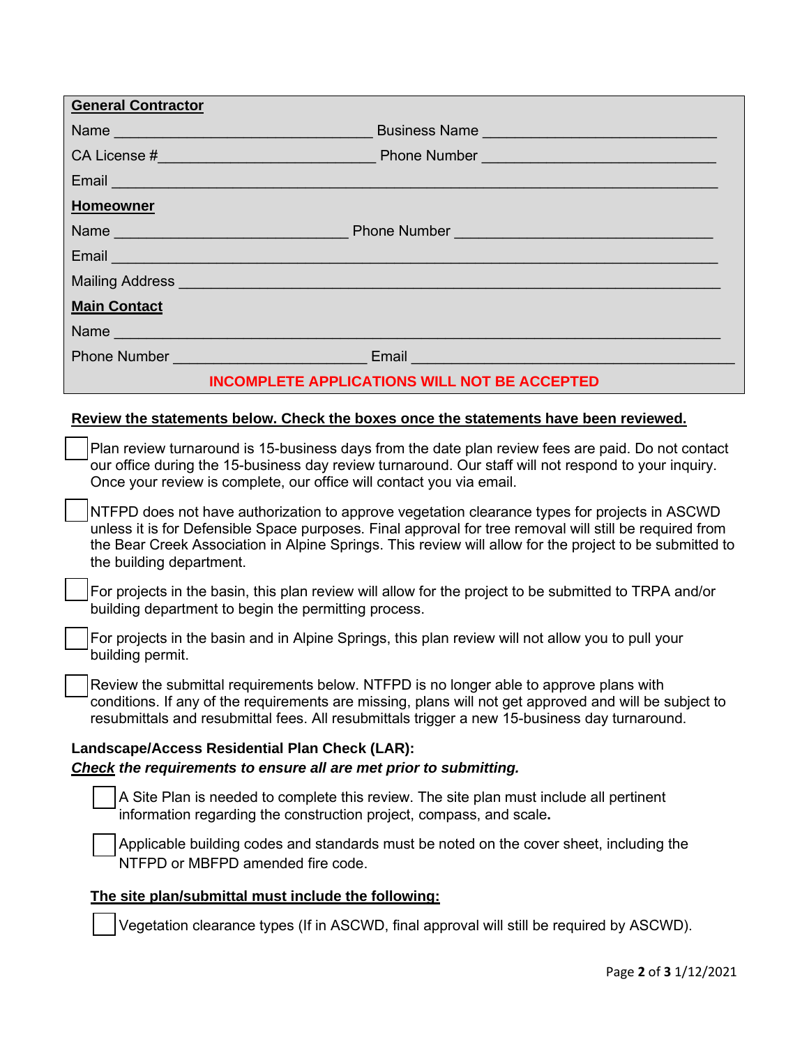**General Contractor**

Name ______________________________ Business Name ___________________________

CA License #_________________________ Phone Number ___________________________

Email ______________________________________________________________________

**Homeowner**

Name ___________________________ Phone Number ______________________________

Email ______________________________________________________________________

Mailing Address _______________________________________________________________

**Main Contact**

Name ______________________________________________________________________

Phone Number ______________________ Email _____________________________________

**INCOMPLETE APPLICATIONS WILL NOT BE ACCEPTED**

**Review the statements below. Check the boxes once the statements have been reviewed.**

- [ ] Plan review turnaround is 15-business days from the date plan review fees are paid. Do not contact our office during the 15-business day review turnaround. Our staff will not respond to your inquiry. Once your review is complete, our office will contact you via email.
- [ ] NTFPD does not have authorization to approve vegetation clearance types for projects in ASCWD unless it is for Defensible Space purposes. Final approval for tree removal will still be required from the Bear Creek Association in Alpine Springs. This review will allow for the project to be submitted to the building department.
- [ ] For projects in the basin, this plan review will allow for the project to be submitted to TRPA and/or building department to begin the permitting process.
- [ ] For projects in the basin and in Alpine Springs, this plan review will not allow you to pull your building permit.
- [ ] Review the submittal requirements below. NTFPD is no longer able to approve plans with conditions. If any of the requirements are missing, plans will not get approved and will be subject to resubmittals and resubmittal fees. All resubmittals trigger a new 15-business day turnaround.

**Landscape/Access Residential Plan Check (LAR):**

***Check** the requirements to ensure all are met prior to submitting.*

- [ ] A Site Plan is needed to complete this review. The site plan must include all pertinent information regarding the construction project, compass, and scale**.**
- [ ] Applicable building codes and standards must be noted on the cover sheet, including the NTFPD or MBFPD amended fire code.

**The site plan/submittal must include the following:**

- [ ] Vegetation clearance types (If in ASCWD, final approval will still be required by ASCWD).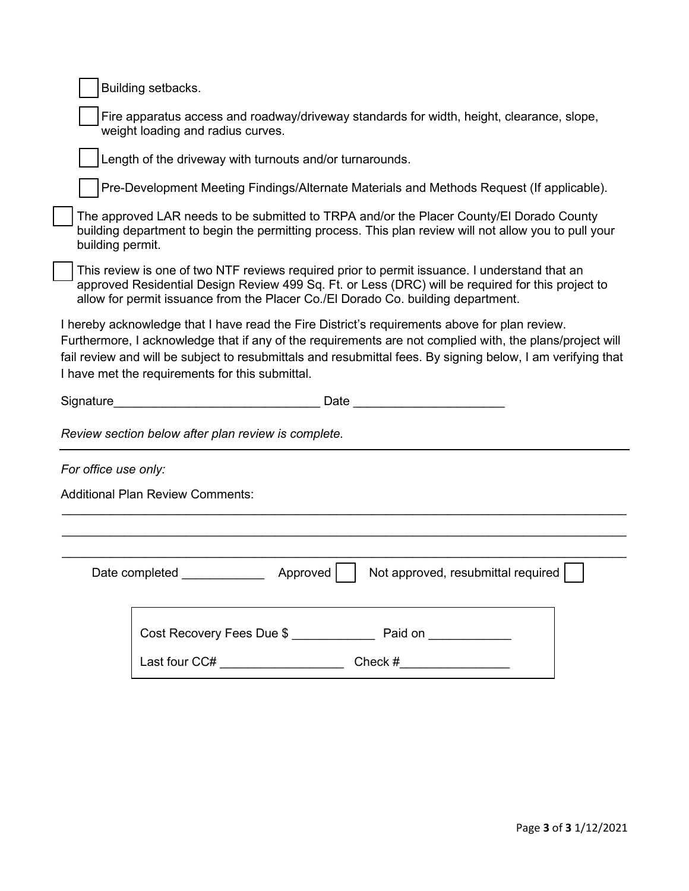- ☐ Building setbacks.
- ☐ Fire apparatus access and roadway/driveway standards for width, height, clearance, slope, weight loading and radius curves.
- ☐ Length of the driveway with turnouts and/or turnarounds.
- ☐ Pre-Development Meeting Findings/Alternate Materials and Methods Request (If applicable).

☐ The approved LAR needs to be submitted to TRPA and/or the Placer County/El Dorado County building department to begin the permitting process. This plan review will not allow you to pull your building permit.

☐ This review is one of two NTF reviews required prior to permit issuance. I understand that an approved Residential Design Review 499 Sq. Ft. or Less (DRC) will be required for this project to allow for permit issuance from the Placer Co./El Dorado Co. building department.

I hereby acknowledge that I have read the Fire District's requirements above for plan review. Furthermore, I acknowledge that if any of the requirements are not complied with, the plans/project will fail review and will be subject to resubmittals and resubmittal fees. By signing below, I am verifying that I have met the requirements for this submittal.

Signature______________________________ Date ______________________

*Review section below after plan review is complete.*

---

*For office use only:*

Additional Plan Review Comments:

___________________________________________________________________________

___________________________________________________________________________

___________________________________________________________________________

Date completed ____________ Approved ☐ Not approved, resubmittal required ☐

Cost Recovery Fees Due $ ____________ Paid on ____________

Last four CC# _________________ Check #_______________